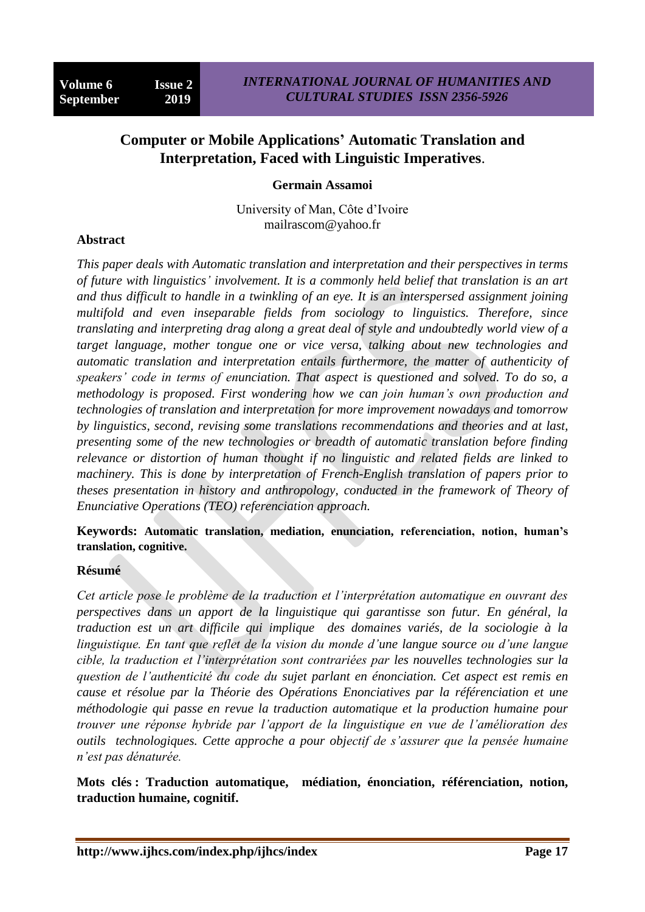# Computer or Mobile Applications' Automatic Translation and Interpretation, Faced with Linguistic Imperatives.

**Germain Assamoi**

University of Man, Côte d'Ivoire
mailrascom@yahoo.fr

## Abstract

*This paper deals with Automatic translation and interpretation and their perspectives in terms of future with linguistics' involvement. It is a commonly held belief that translation is an art and thus difficult to handle in a twinkling of an eye. It is an interspersed assignment joining multifold and even inseparable fields from sociology to linguistics. Therefore, since translating and interpreting drag along a great deal of style and undoubtedly world view of a target language, mother tongue one or vice versa, talking about new technologies and automatic translation and interpretation entails furthermore, the matter of authenticity of speakers' code in terms of enunciation. That aspect is questioned and solved. To do so, a methodology is proposed. First wondering how we can join human's own production and technologies of translation and interpretation for more improvement nowadays and tomorrow by linguistics, second, revising some translations recommendations and theories and at last, presenting some of the new technologies or breadth of automatic translation before finding relevance or distortion of human thought if no linguistic and related fields are linked to machinery. This is done by interpretation of French-English translation of papers prior to theses presentation in history and anthropology, conducted in the framework of Theory of Enunciative Operations (TEO) referenciation approach.*

**Keywords: Automatic translation, mediation, enunciation, referenciation, notion, human's translation, cognitive.**

## Résumé

*Cet article pose le problème de la traduction et l'interprétation automatique en ouvrant des perspectives dans un apport de la linguistique qui garantisse son futur. En général, la traduction est un art difficile qui implique des domaines variés, de la sociologie à la linguistique. En tant que reflet de la vision du monde d'une langue source ou d'une langue cible, la traduction et l'interprétation sont contrariées par les nouvelles technologies sur la question de l'authenticité du code du sujet parlant en énonciation. Cet aspect est remis en cause et résolue par la Théorie des Opérations Enonciatives par la référenciation et une méthodologie qui passe en revue la traduction automatique et la production humaine pour trouver une réponse hybride par l'apport de la linguistique en vue de l'amélioration des outils technologiques. Cette approche a pour objectif de s'assurer que la pensée humaine n'est pas dénaturée.*

**Mots clés : Traduction automatique, médiation, énonciation, référenciation, notion, traduction humaine, cognitif.**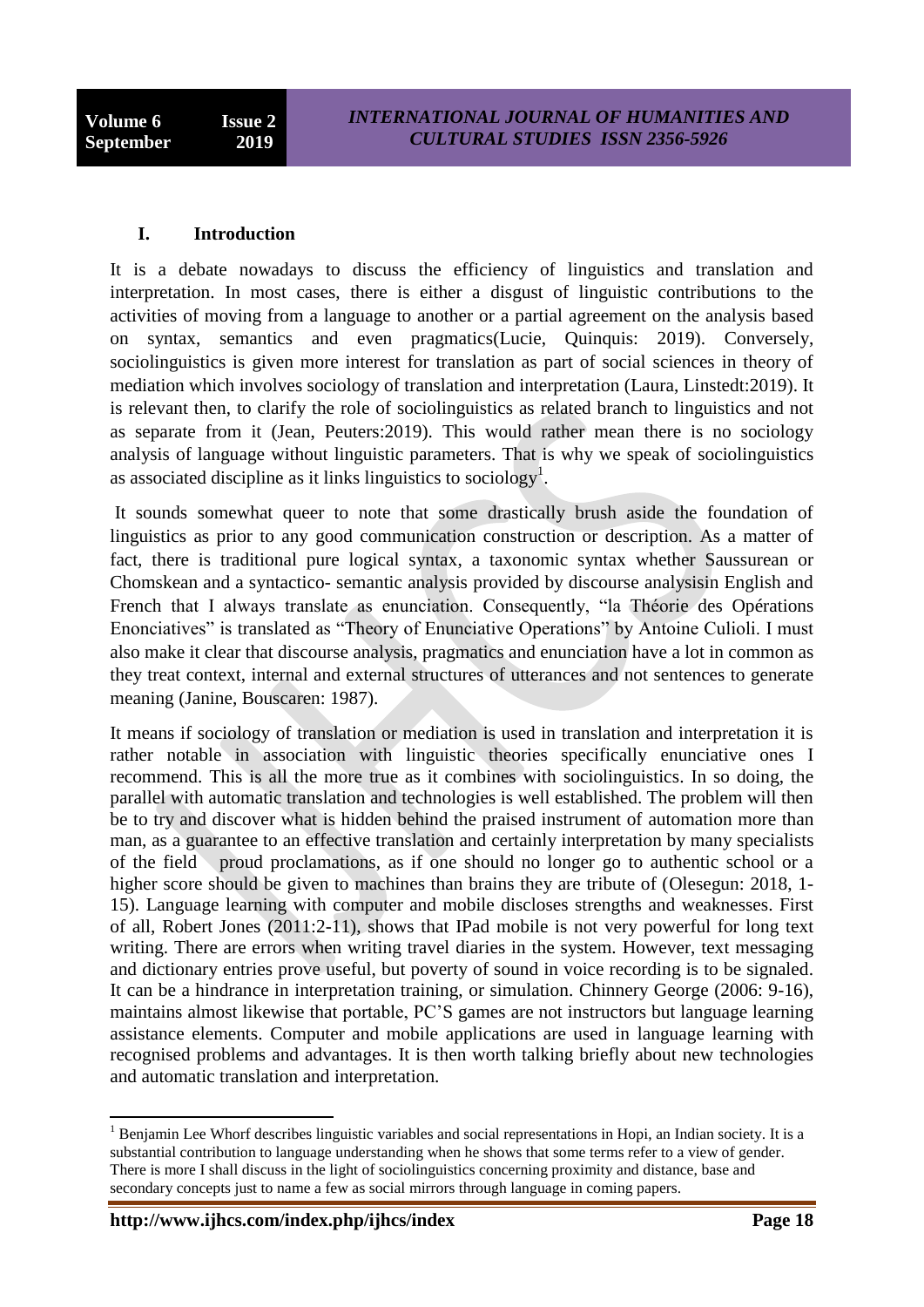## I. Introduction

It is a debate nowadays to discuss the efficiency of linguistics and translation and interpretation. In most cases, there is either a disgust of linguistic contributions to the activities of moving from a language to another or a partial agreement on the analysis based on syntax, semantics and even pragmatics(Lucie, Quinquis: 2019). Conversely, sociolinguistics is given more interest for translation as part of social sciences in theory of mediation which involves sociology of translation and interpretation (Laura, Linstedt:2019). It is relevant then, to clarify the role of sociolinguistics as related branch to linguistics and not as separate from it (Jean, Peuters:2019). This would rather mean there is no sociology analysis of language without linguistic parameters. That is why we speak of sociolinguistics as associated discipline as it links linguistics to sociology[1].

It sounds somewhat queer to note that some drastically brush aside the foundation of linguistics as prior to any good communication construction or description. As a matter of fact, there is traditional pure logical syntax, a taxonomic syntax whether Saussurean or Chomskean and a syntactico- semantic analysis provided by discourse analysisin English and French that I always translate as enunciation. Consequently, "la Théorie des Opérations Enonciatives" is translated as "Theory of Enunciative Operations" by Antoine Culioli. I must also make it clear that discourse analysis, pragmatics and enunciation have a lot in common as they treat context, internal and external structures of utterances and not sentences to generate meaning (Janine, Bouscaren: 1987).

It means if sociology of translation or mediation is used in translation and interpretation it is rather notable in association with linguistic theories specifically enunciative ones I recommend. This is all the more true as it combines with sociolinguistics. In so doing, the parallel with automatic translation and technologies is well established. The problem will then be to try and discover what is hidden behind the praised instrument of automation more than man, as a guarantee to an effective translation and certainly interpretation by many specialists of the field proud proclamations, as if one should no longer go to authentic school or a higher score should be given to machines than brains they are tribute of (Olesegun: 2018, 1-15). Language learning with computer and mobile discloses strengths and weaknesses. First of all, Robert Jones (2011:2-11), shows that IPad mobile is not very powerful for long text writing. There are errors when writing travel diaries in the system. However, text messaging and dictionary entries prove useful, but poverty of sound in voice recording is to be signaled. It can be a hindrance in interpretation training, or simulation. Chinnery George (2006: 9-16), maintains almost likewise that portable, PC'S games are not instructors but language learning assistance elements. Computer and mobile applications are used in language learning with recognised problems and advantages. It is then worth talking briefly about new technologies and automatic translation and interpretation.

---

[1] Benjamin Lee Whorf describes linguistic variables and social representations in Hopi, an Indian society. It is a substantial contribution to language understanding when he shows that some terms refer to a view of gender. There is more I shall discuss in the light of sociolinguistics concerning proximity and distance, base and secondary concepts just to name a few as social mirrors through language in coming papers.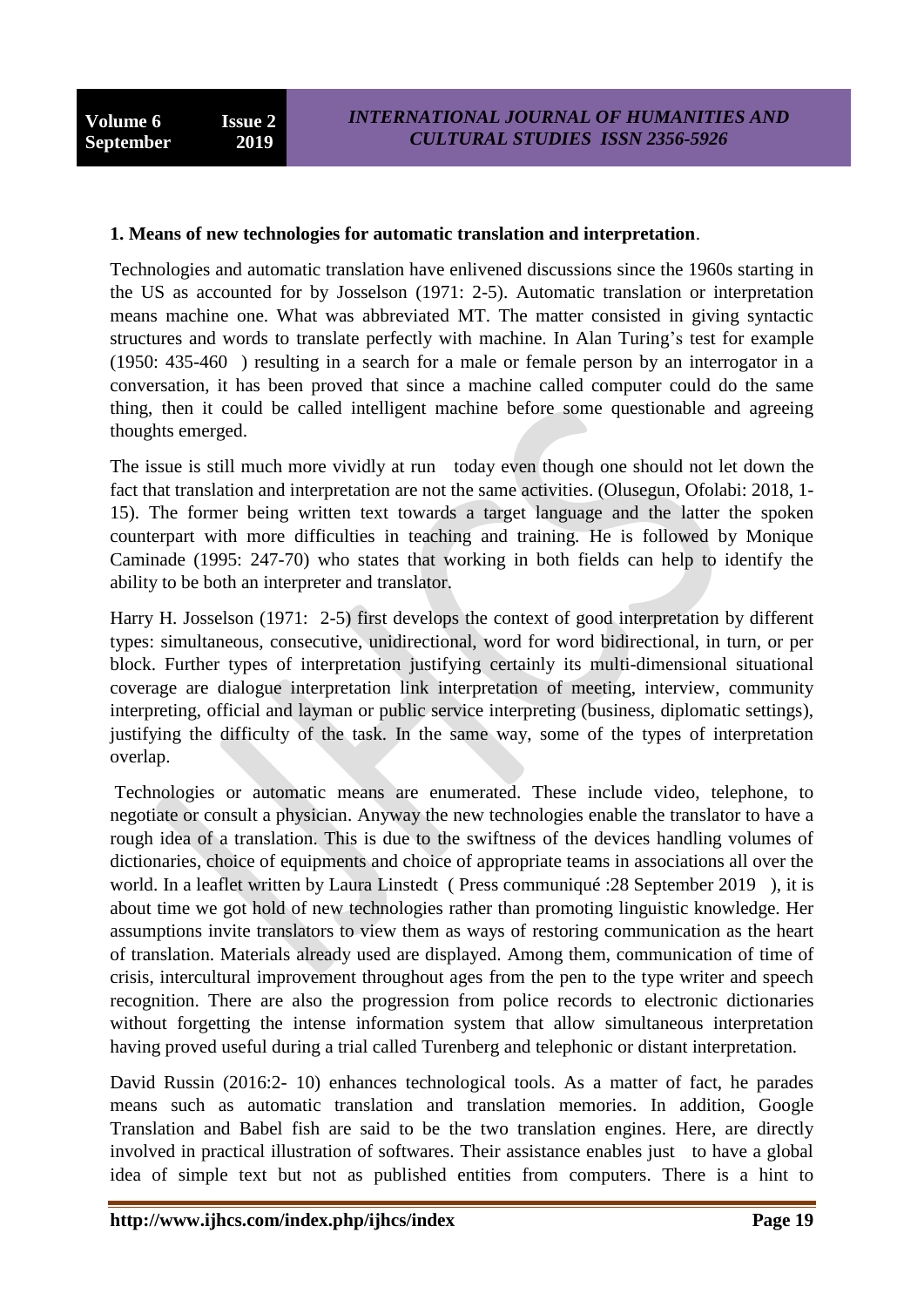**1. Means of new technologies for automatic translation and interpretation**.

Technologies and automatic translation have enlivened discussions since the 1960s starting in the US as accounted for by Josselson (1971: 2-5). Automatic translation or interpretation means machine one. What was abbreviated MT. The matter consisted in giving syntactic structures and words to translate perfectly with machine. In Alan Turing's test for example (1950: 435-460 ) resulting in a search for a male or female person by an interrogator in a conversation, it has been proved that since a machine called computer could do the same thing, then it could be called intelligent machine before some questionable and agreeing thoughts emerged.

The issue is still much more vividly at run today even though one should not let down the fact that translation and interpretation are not the same activities. (Olusegun, Ofolabi: 2018, 1-15). The former being written text towards a target language and the latter the spoken counterpart with more difficulties in teaching and training. He is followed by Monique Caminade (1995: 247-70) who states that working in both fields can help to identify the ability to be both an interpreter and translator.

Harry H. Josselson (1971: 2-5) first develops the context of good interpretation by different types: simultaneous, consecutive, unidirectional, word for word bidirectional, in turn, or per block. Further types of interpretation justifying certainly its multi-dimensional situational coverage are dialogue interpretation link interpretation of meeting, interview, community interpreting, official and layman or public service interpreting (business, diplomatic settings), justifying the difficulty of the task. In the same way, some of the types of interpretation overlap.

Technologies or automatic means are enumerated. These include video, telephone, to negotiate or consult a physician. Anyway the new technologies enable the translator to have a rough idea of a translation. This is due to the swiftness of the devices handling volumes of dictionaries, choice of equipments and choice of appropriate teams in associations all over the world. In a leaflet written by Laura Linstedt ( Press communiqué :28 September 2019 ), it is about time we got hold of new technologies rather than promoting linguistic knowledge. Her assumptions invite translators to view them as ways of restoring communication as the heart of translation. Materials already used are displayed. Among them, communication of time of crisis, intercultural improvement throughout ages from the pen to the type writer and speech recognition. There are also the progression from police records to electronic dictionaries without forgetting the intense information system that allow simultaneous interpretation having proved useful during a trial called Turenberg and telephonic or distant interpretation.

David Russin (2016:2- 10) enhances technological tools. As a matter of fact, he parades means such as automatic translation and translation memories. In addition, Google Translation and Babel fish are said to be the two translation engines. Here, are directly involved in practical illustration of softwares. Their assistance enables just to have a global idea of simple text but not as published entities from computers. There is a hint to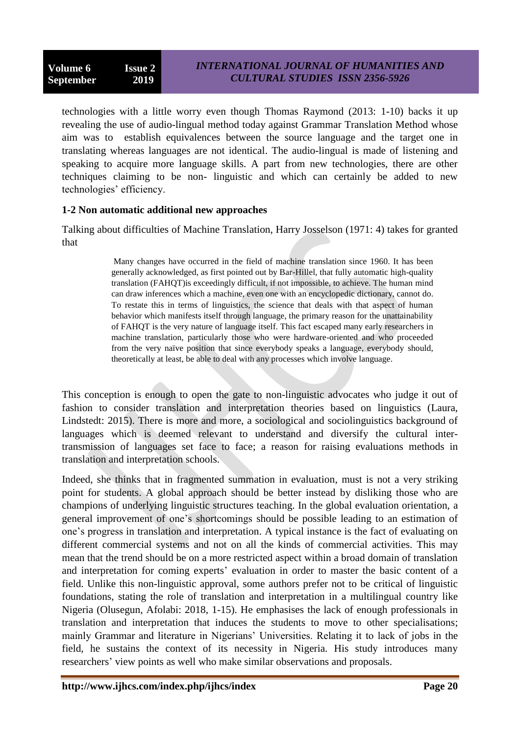technologies with a little worry even though Thomas Raymond (2013: 1-10) backs it up revealing the use of audio-lingual method today against Grammar Translation Method whose aim was to establish equivalences between the source language and the target one in translating whereas languages are not identical. The audio-lingual is made of listening and speaking to acquire more language skills. A part from new technologies, there are other techniques claiming to be non- linguistic and which can certainly be added to new technologies' efficiency.

### 1-2 Non automatic additional new approaches

Talking about difficulties of Machine Translation, Harry Josselson (1971: 4) takes for granted that

> Many changes have occurred in the field of machine translation since 1960. It has been generally acknowledged, as first pointed out by Bar-Hillel, that fully automatic high-quality translation (FAHQT)is exceedingly difficult, if not impossible, to achieve. The human mind can draw inferences which a machine, even one with an encyclopedic dictionary, cannot do. To restate this in terms of linguistics, the science that deals with that aspect of human behavior which manifests itself through language, the primary reason for the unattainability of FAHQT is the very nature of language itself. This fact escaped many early researchers in machine translation, particularly those who were hardware-oriented and who proceeded from the very naïve position that since everybody speaks a language, everybody should, theoretically at least, be able to deal with any processes which involve language.

This conception is enough to open the gate to non-linguistic advocates who judge it out of fashion to consider translation and interpretation theories based on linguistics (Laura, Lindstedt: 2015). There is more and more, a sociological and sociolinguistics background of languages which is deemed relevant to understand and diversify the cultural inter-transmission of languages set face to face; a reason for raising evaluations methods in translation and interpretation schools.

Indeed, she thinks that in fragmented summation in evaluation, must is not a very striking point for students. A global approach should be better instead by disliking those who are champions of underlying linguistic structures teaching. In the global evaluation orientation, a general improvement of one's shortcomings should be possible leading to an estimation of one's progress in translation and interpretation. A typical instance is the fact of evaluating on different commercial systems and not on all the kinds of commercial activities. This may mean that the trend should be on a more restricted aspect within a broad domain of translation and interpretation for coming experts' evaluation in order to master the basic content of a field. Unlike this non-linguistic approval, some authors prefer not to be critical of linguistic foundations, stating the role of translation and interpretation in a multilingual country like Nigeria (Olusegun, Afolabi: 2018, 1-15). He emphasises the lack of enough professionals in translation and interpretation that induces the students to move to other specialisations; mainly Grammar and literature in Nigerians' Universities. Relating it to lack of jobs in the field, he sustains the context of its necessity in Nigeria. His study introduces many researchers' view points as well who make similar observations and proposals.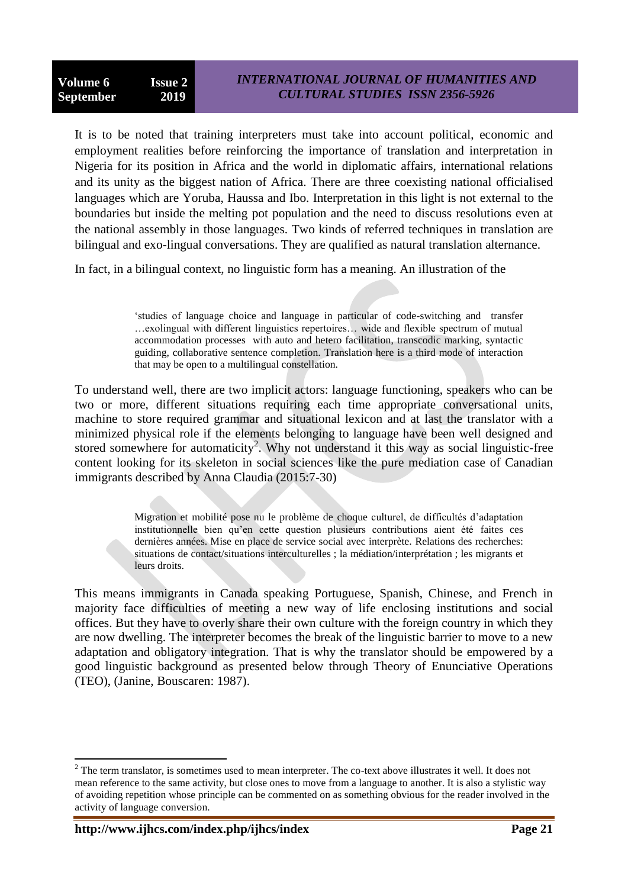It is to be noted that training interpreters must take into account political, economic and employment realities before reinforcing the importance of translation and interpretation in Nigeria for its position in Africa and the world in diplomatic affairs, international relations and its unity as the biggest nation of Africa. There are three coexisting national officialised languages which are Yoruba, Haussa and Ibo. Interpretation in this light is not external to the boundaries but inside the melting pot population and the need to discuss resolutions even at the national assembly in those languages. Two kinds of referred techniques in translation are bilingual and exo-lingual conversations. They are qualified as natural translation alternance.

In fact, in a bilingual context, no linguistic form has a meaning. An illustration of the

> 'studies of language choice and language in particular of code-switching and transfer …exolingual with different linguistics repertoires… wide and flexible spectrum of mutual accommodation processes with auto and hetero facilitation, transcodic marking, syntactic guiding, collaborative sentence completion. Translation here is a third mode of interaction that may be open to a multilingual constellation.

To understand well, there are two implicit actors: language functioning, speakers who can be two or more, different situations requiring each time appropriate conversational units, machine to store required grammar and situational lexicon and at last the translator with a minimized physical role if the elements belonging to language have been well designed and stored somewhere for automaticity[2]. Why not understand it this way as social linguistic-free content looking for its skeleton in social sciences like the pure mediation case of Canadian immigrants described by Anna Claudia (2015:7-30)

> Migration et mobilité pose nu le problème de choque culturel, de difficultés d'adaptation institutionnelle bien qu'en cette question plusieurs contributions aient été faites ces dernières années. Mise en place de service social avec interprète. Relations des recherches: situations de contact/situations interculturelles ; la médiation/interprétation ; les migrants et leurs droits.

This means immigrants in Canada speaking Portuguese, Spanish, Chinese, and French in majority face difficulties of meeting a new way of life enclosing institutions and social offices. But they have to overly share their own culture with the foreign country in which they are now dwelling. The interpreter becomes the break of the linguistic barrier to move to a new adaptation and obligatory integration. That is why the translator should be empowered by a good linguistic background as presented below through Theory of Enunciative Operations (TEO), (Janine, Bouscaren: 1987).

---

[2] The term translator, is sometimes used to mean interpreter. The co-text above illustrates it well. It does not mean reference to the same activity, but close ones to move from a language to another. It is also a stylistic way of avoiding repetition whose principle can be commented on as something obvious for the reader involved in the activity of language conversion.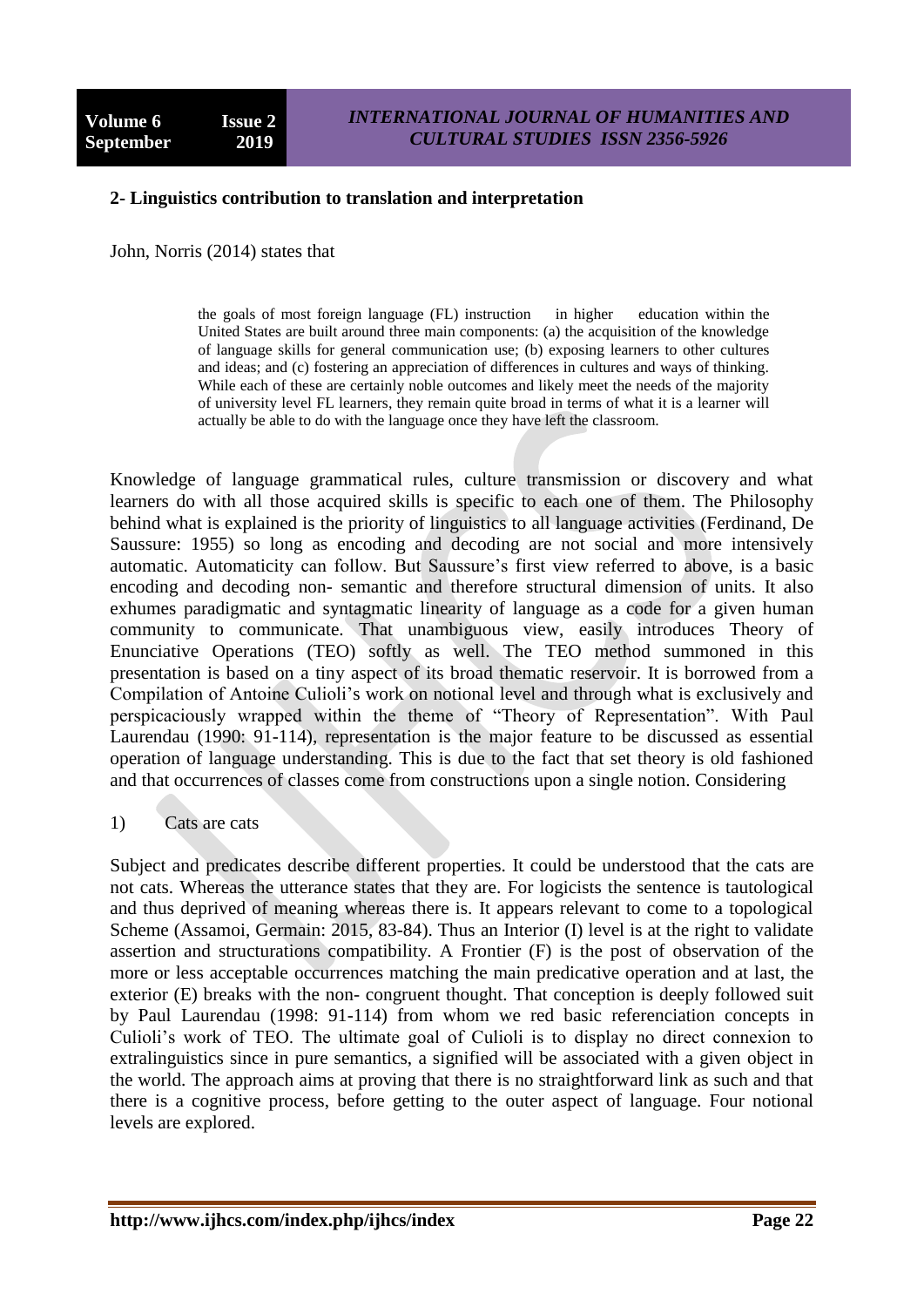## 2- Linguistics contribution to translation and interpretation

John, Norris (2014) states that

> the goals of most foreign language (FL) instruction in higher education within the United States are built around three main components: (a) the acquisition of the knowledge of language skills for general communication use; (b) exposing learners to other cultures and ideas; and (c) fostering an appreciation of differences in cultures and ways of thinking. While each of these are certainly noble outcomes and likely meet the needs of the majority of university level FL learners, they remain quite broad in terms of what it is a learner will actually be able to do with the language once they have left the classroom.

Knowledge of language grammatical rules, culture transmission or discovery and what learners do with all those acquired skills is specific to each one of them. The Philosophy behind what is explained is the priority of linguistics to all language activities (Ferdinand, De Saussure: 1955) so long as encoding and decoding are not social and more intensively automatic. Automaticity can follow. But Saussure's first view referred to above, is a basic encoding and decoding non- semantic and therefore structural dimension of units. It also exhumes paradigmatic and syntagmatic linearity of language as a code for a given human community to communicate. That unambiguous view, easily introduces Theory of Enunciative Operations (TEO) softly as well. The TEO method summoned in this presentation is based on a tiny aspect of its broad thematic reservoir. It is borrowed from a Compilation of Antoine Culioli's work on notional level and through what is exclusively and perspicaciously wrapped within the theme of "Theory of Representation". With Paul Laurendau (1990: 91-114), representation is the major feature to be discussed as essential operation of language understanding. This is due to the fact that set theory is old fashioned and that occurrences of classes come from constructions upon a single notion. Considering

1) Cats are cats

Subject and predicates describe different properties. It could be understood that the cats are not cats. Whereas the utterance states that they are. For logicists the sentence is tautological and thus deprived of meaning whereas there is. It appears relevant to come to a topological Scheme (Assamoi, Germain: 2015, 83-84). Thus an Interior (I) level is at the right to validate assertion and structurations compatibility. A Frontier (F) is the post of observation of the more or less acceptable occurrences matching the main predicative operation and at last, the exterior (E) breaks with the non- congruent thought. That conception is deeply followed suit by Paul Laurendau (1998: 91-114) from whom we red basic referenciation concepts in Culioli's work of TEO. The ultimate goal of Culioli is to display no direct connexion to extralinguistics since in pure semantics, a signified will be associated with a given object in the world. The approach aims at proving that there is no straightforward link as such and that there is a cognitive process, before getting to the outer aspect of language. Four notional levels are explored.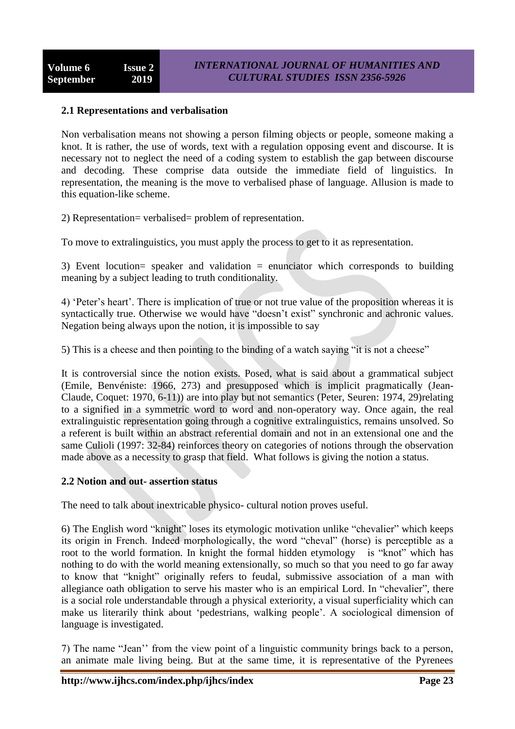### 2.1 Representations and verbalisation

Non verbalisation means not showing a person filming objects or people, someone making a knot. It is rather, the use of words, text with a regulation opposing event and discourse. It is necessary not to neglect the need of a coding system to establish the gap between discourse and decoding. These comprise data outside the immediate field of linguistics. In representation, the meaning is the move to verbalised phase of language. Allusion is made to this equation-like scheme.

2) Representation= verbalised= problem of representation.

To move to extralinguistics, you must apply the process to get to it as representation.

3) Event locution= speaker and validation = enunciator which corresponds to building meaning by a subject leading to truth conditionality.

4) 'Peter's heart'. There is implication of true or not true value of the proposition whereas it is syntactically true. Otherwise we would have "doesn't exist" synchronic and achronic values. Negation being always upon the notion, it is impossible to say

5) This is a cheese and then pointing to the binding of a watch saying "it is not a cheese"

It is controversial since the notion exists. Posed, what is said about a grammatical subject (Emile, Benvéniste: 1966, 273) and presupposed which is implicit pragmatically (Jean-Claude, Coquet: 1970, 6-11)) are into play but not semantics (Peter, Seuren: 1974, 29)relating to a signified in a symmetric word to word and non-operatory way. Once again, the real extralinguistic representation going through a cognitive extralinguistics, remains unsolved. So a referent is built within an abstract referential domain and not in an extensional one and the same Culioli (1997: 32-84) reinforces theory on categories of notions through the observation made above as a necessity to grasp that field. What follows is giving the notion a status.

### 2.2 Notion and out- assertion status

The need to talk about inextricable physico- cultural notion proves useful.

6) The English word "knight" loses its etymologic motivation unlike "chevalier" which keeps its origin in French. Indeed morphologically, the word "cheval" (horse) is perceptible as a root to the world formation. In knight the formal hidden etymology is "knot" which has nothing to do with the world meaning extensionally, so much so that you need to go far away to know that "knight" originally refers to feudal, submissive association of a man with allegiance oath obligation to serve his master who is an empirical Lord. In "chevalier", there is a social role understandable through a physical exteriority, a visual superficiality which can make us literarily think about 'pedestrians, walking people'. A sociological dimension of language is investigated.

7) The name "Jean'' from the view point of a linguistic community brings back to a person, an animate male living being. But at the same time, it is representative of the Pyrenees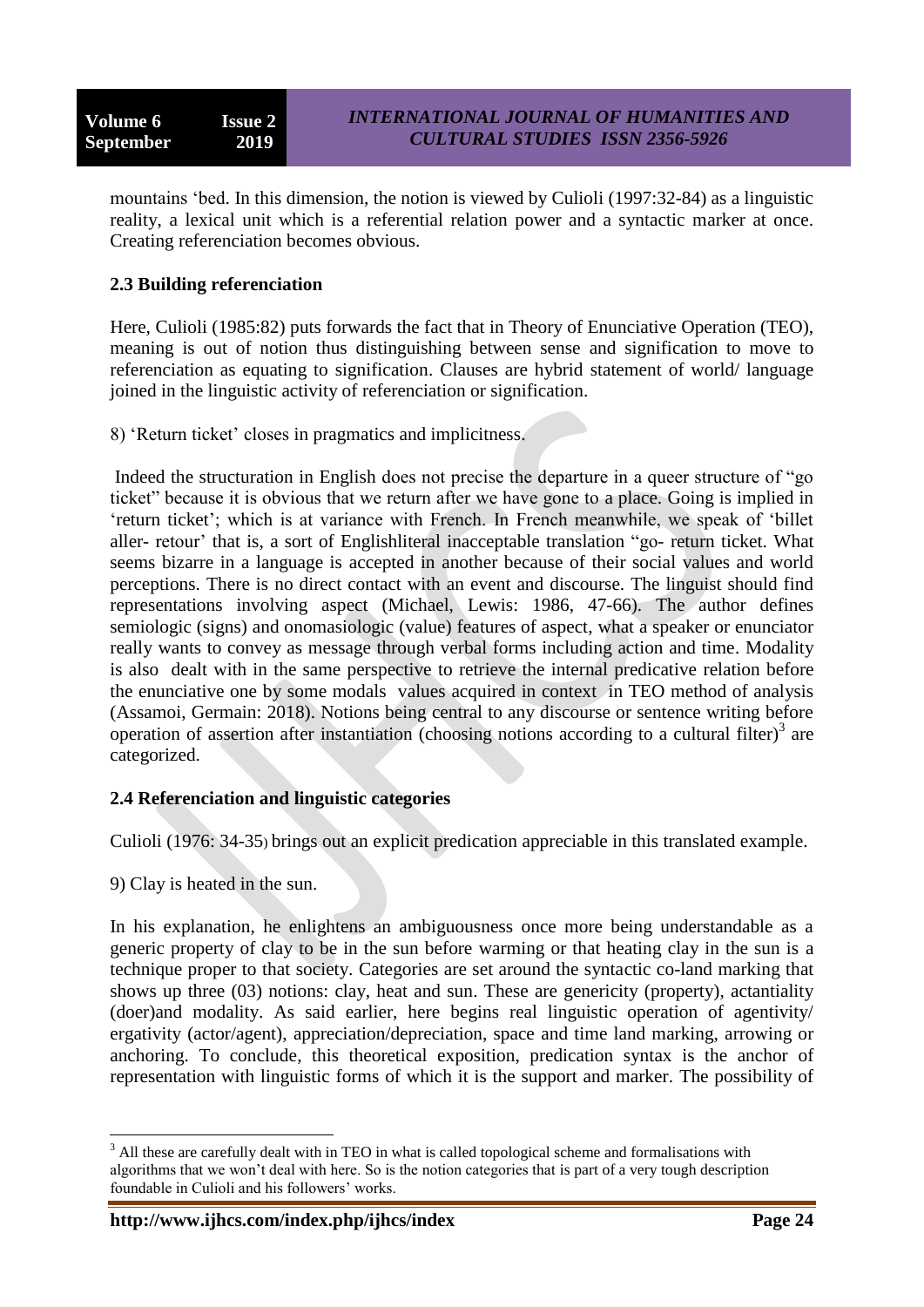mountains 'bed. In this dimension, the notion is viewed by Culioli (1997:32-84) as a linguistic reality, a lexical unit which is a referential relation power and a syntactic marker at once. Creating referenciation becomes obvious.

### 2.3 Building referenciation

Here, Culioli (1985:82) puts forwards the fact that in Theory of Enunciative Operation (TEO), meaning is out of notion thus distinguishing between sense and signification to move to referenciation as equating to signification. Clauses are hybrid statement of world/ language joined in the linguistic activity of referenciation or signification.

8) 'Return ticket' closes in pragmatics and implicitness.

Indeed the structuration in English does not precise the departure in a queer structure of "go ticket" because it is obvious that we return after we have gone to a place. Going is implied in 'return ticket'; which is at variance with French. In French meanwhile, we speak of 'billet aller- retour' that is, a sort of Englishliteral inacceptable translation "go- return ticket. What seems bizarre in a language is accepted in another because of their social values and world perceptions. There is no direct contact with an event and discourse. The linguist should find representations involving aspect (Michael, Lewis: 1986, 47-66). The author defines semiologic (signs) and onomasiologic (value) features of aspect, what a speaker or enunciator really wants to convey as message through verbal forms including action and time. Modality is also dealt with in the same perspective to retrieve the internal predicative relation before the enunciative one by some modals values acquired in context in TEO method of analysis (Assamoi, Germain: 2018). Notions being central to any discourse or sentence writing before operation of assertion after instantiation (choosing notions according to a cultural filter)[3] are categorized.

### 2.4 Referenciation and linguistic categories

Culioli (1976: 34-35) brings out an explicit predication appreciable in this translated example.

9) Clay is heated in the sun.

In his explanation, he enlightens an ambiguousness once more being understandable as a generic property of clay to be in the sun before warming or that heating clay in the sun is a technique proper to that society. Categories are set around the syntactic co-land marking that shows up three (03) notions: clay, heat and sun. These are genericity (property), actantiality (doer)and modality. As said earlier, here begins real linguistic operation of agentivity/ ergativity (actor/agent), appreciation/depreciation, space and time land marking, arrowing or anchoring. To conclude, this theoretical exposition, predication syntax is the anchor of representation with linguistic forms of which it is the support and marker. The possibility of

[3] All these are carefully dealt with in TEO in what is called topological scheme and formalisations with algorithms that we won't deal with here. So is the notion categories that is part of a very tough description foundable in Culioli and his followers' works.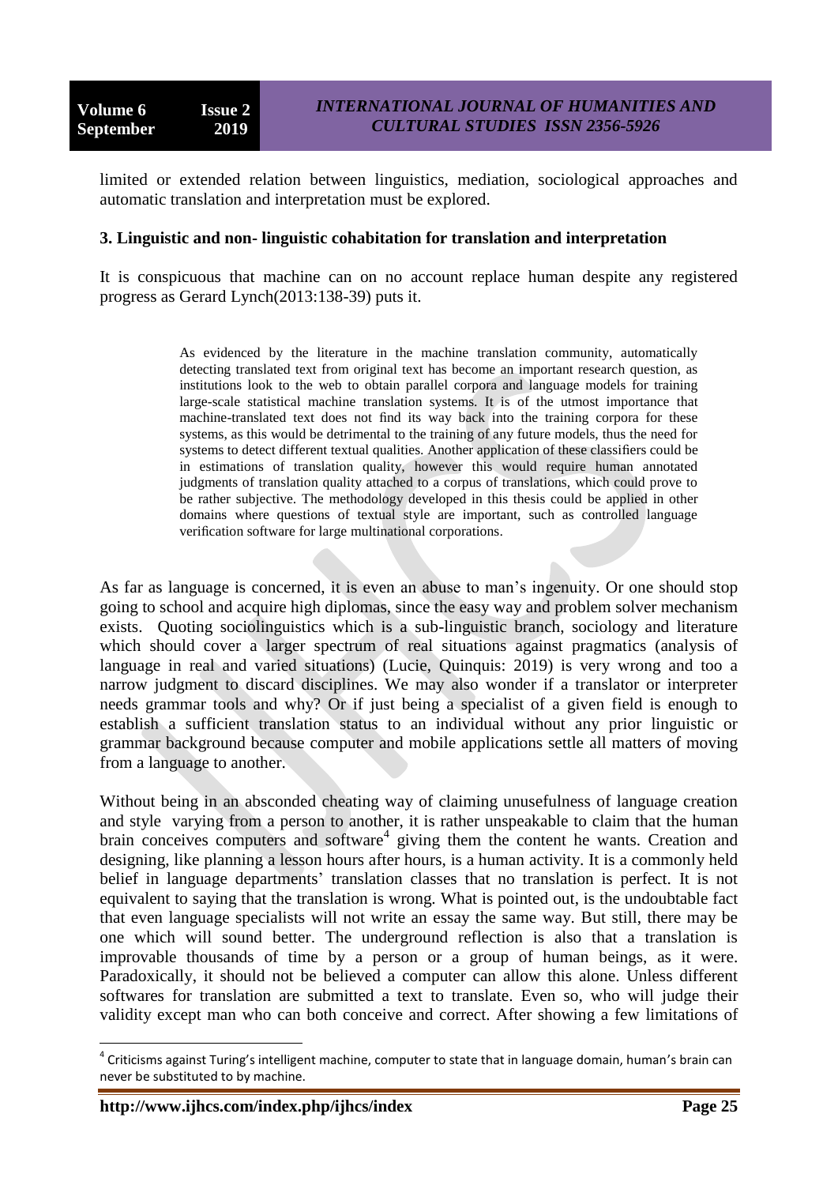limited or extended relation between linguistics, mediation, sociological approaches and automatic translation and interpretation must be explored.

### 3. Linguistic and non- linguistic cohabitation for translation and interpretation

It is conspicuous that machine can on no account replace human despite any registered progress as Gerard Lynch(2013:138-39) puts it.

> As evidenced by the literature in the machine translation community, automatically detecting translated text from original text has become an important research question, as institutions look to the web to obtain parallel corpora and language models for training large-scale statistical machine translation systems. It is of the utmost importance that machine-translated text does not find its way back into the training corpora for these systems, as this would be detrimental to the training of any future models, thus the need for systems to detect different textual qualities. Another application of these classifiers could be in estimations of translation quality, however this would require human annotated judgments of translation quality attached to a corpus of translations, which could prove to be rather subjective. The methodology developed in this thesis could be applied in other domains where questions of textual style are important, such as controlled language verification software for large multinational corporations.

As far as language is concerned, it is even an abuse to man's ingenuity. Or one should stop going to school and acquire high diplomas, since the easy way and problem solver mechanism exists. Quoting sociolinguistics which is a sub-linguistic branch, sociology and literature which should cover a larger spectrum of real situations against pragmatics (analysis of language in real and varied situations) (Lucie, Quinquis: 2019) is very wrong and too a narrow judgment to discard disciplines. We may also wonder if a translator or interpreter needs grammar tools and why? Or if just being a specialist of a given field is enough to establish a sufficient translation status to an individual without any prior linguistic or grammar background because computer and mobile applications settle all matters of moving from a language to another.

Without being in an absconded cheating way of claiming unusefulness of language creation and style varying from a person to another, it is rather unspeakable to claim that the human brain conceives computers and software[4] giving them the content he wants. Creation and designing, like planning a lesson hours after hours, is a human activity. It is a commonly held belief in language departments' translation classes that no translation is perfect. It is not equivalent to saying that the translation is wrong. What is pointed out, is the undoubtable fact that even language specialists will not write an essay the same way. But still, there may be one which will sound better. The underground reflection is also that a translation is improvable thousands of time by a person or a group of human beings, as it were. Paradoxically, it should not be believed a computer can allow this alone. Unless different softwares for translation are submitted a text to translate. Even so, who will judge their validity except man who can both conceive and correct. After showing a few limitations of

---

[4] Criticisms against Turing's intelligent machine, computer to state that in language domain, human's brain can never be substituted to by machine.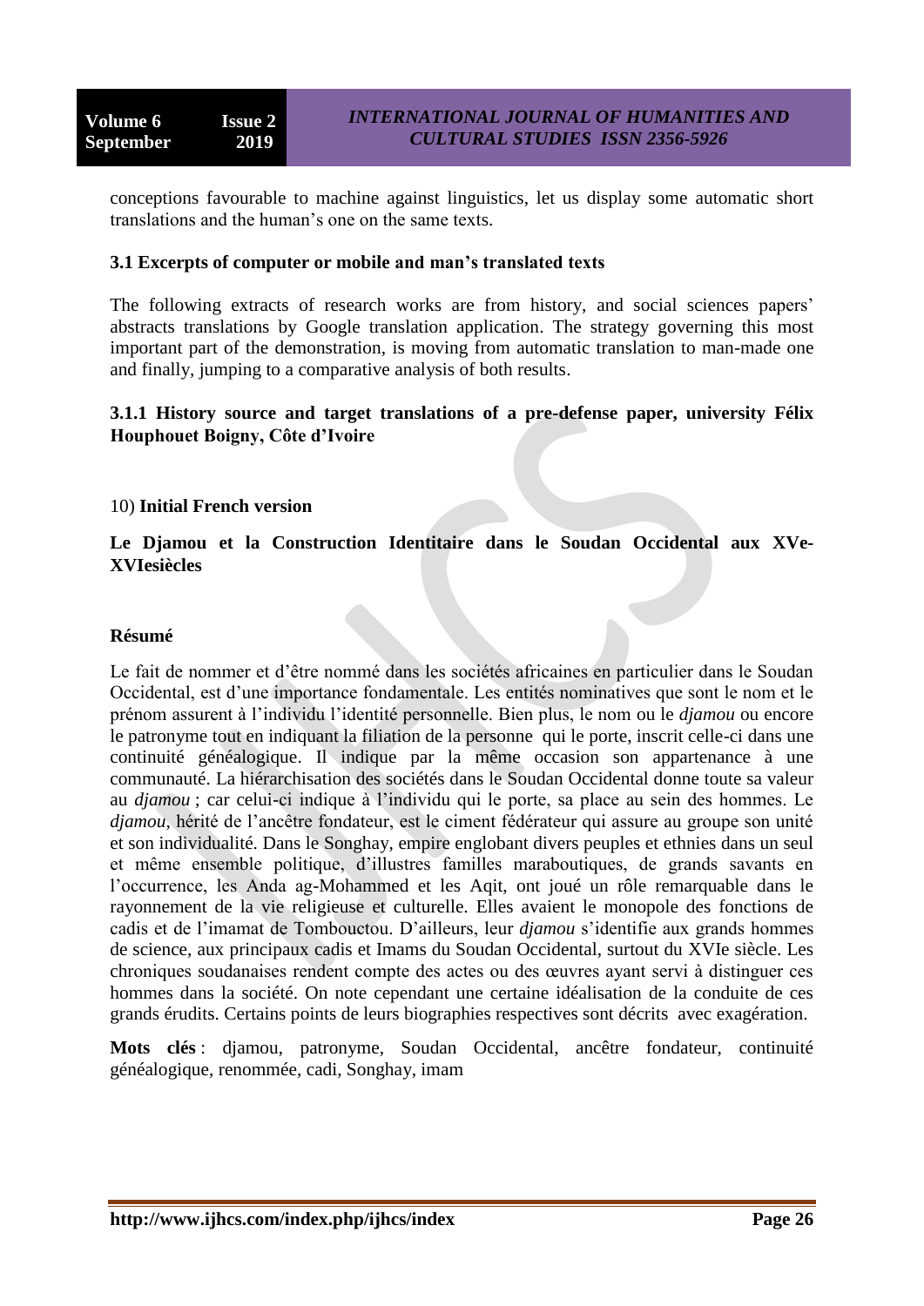conceptions favourable to machine against linguistics, let us display some automatic short translations and the human's one on the same texts.

### 3.1 Excerpts of computer or mobile and man's translated texts

The following extracts of research works are from history, and social sciences papers' abstracts translations by Google translation application. The strategy governing this most important part of the demonstration, is moving from automatic translation to man-made one and finally, jumping to a comparative analysis of both results.

#### 3.1.1 History source and target translations of a pre-defense paper, university Félix Houphouet Boigny, Côte d'Ivoire

10) **Initial French version**

**Le Djamou et la Construction Identitaire dans le Soudan Occidental aux XVe-XVIesiècles**

**Résumé**

Le fait de nommer et d'être nommé dans les sociétés africaines en particulier dans le Soudan Occidental, est d'une importance fondamentale. Les entités nominatives que sont le nom et le prénom assurent à l'individu l'identité personnelle. Bien plus, le nom ou le *djamou* ou encore le patronyme tout en indiquant la filiation de la personne qui le porte, inscrit celle-ci dans une continuité généalogique. Il indique par la même occasion son appartenance à une communauté. La hiérarchisation des sociétés dans le Soudan Occidental donne toute sa valeur au *djamou* ; car celui-ci indique à l'individu qui le porte, sa place au sein des hommes. Le *djamou,* hérité de l'ancêtre fondateur, est le ciment fédérateur qui assure au groupe son unité et son individualité. Dans le Songhay, empire englobant divers peuples et ethnies dans un seul et même ensemble politique, d'illustres familles maraboutiques, de grands savants en l'occurrence, les Anda ag-Mohammed et les Aqit, ont joué un rôle remarquable dans le rayonnement de la vie religieuse et culturelle. Elles avaient le monopole des fonctions de cadis et de l'imamat de Tombouctou. D'ailleurs, leur *djamou* s'identifie aux grands hommes de science, aux principaux cadis et Imams du Soudan Occidental, surtout du XVIe siècle. Les chroniques soudanaises rendent compte des actes ou des œuvres ayant servi à distinguer ces hommes dans la société. On note cependant une certaine idéalisation de la conduite de ces grands érudits. Certains points de leurs biographies respectives sont décrits avec exagération.

**Mots clés** : djamou, patronyme, Soudan Occidental, ancêtre fondateur, continuité généalogique, renommée, cadi, Songhay, imam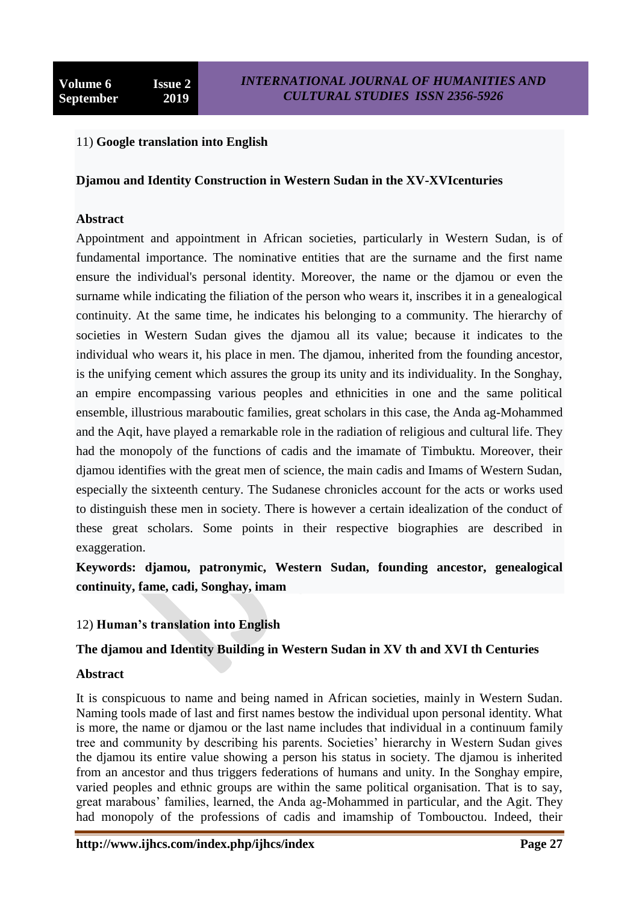11) **Google translation into English**

**Djamou and Identity Construction in Western Sudan in the XV-XVIcenturies**

**Abstract**

Appointment and appointment in African societies, particularly in Western Sudan, is of fundamental importance. The nominative entities that are the surname and the first name ensure the individual's personal identity. Moreover, the name or the djamou or even the surname while indicating the filiation of the person who wears it, inscribes it in a genealogical continuity. At the same time, he indicates his belonging to a community. The hierarchy of societies in Western Sudan gives the djamou all its value; because it indicates to the individual who wears it, his place in men. The djamou, inherited from the founding ancestor, is the unifying cement which assures the group its unity and its individuality. In the Songhay, an empire encompassing various peoples and ethnicities in one and the same political ensemble, illustrious maraboutic families, great scholars in this case, the Anda ag-Mohammed and the Aqit, have played a remarkable role in the radiation of religious and cultural life. They had the monopoly of the functions of cadis and the imamate of Timbuktu. Moreover, their djamou identifies with the great men of science, the main cadis and Imams of Western Sudan, especially the sixteenth century. The Sudanese chronicles account for the acts or works used to distinguish these men in society. There is however a certain idealization of the conduct of these great scholars. Some points in their respective biographies are described in exaggeration.

**Keywords: djamou, patronymic, Western Sudan, founding ancestor, genealogical continuity, fame, cadi, Songhay, imam**

12) **Human's translation into English**

**The djamou and Identity Building in Western Sudan in XV th and XVI th Centuries**

**Abstract**

It is conspicuous to name and being named in African societies, mainly in Western Sudan. Naming tools made of last and first names bestow the individual upon personal identity. What is more, the name or djamou or the last name includes that individual in a continuum family tree and community by describing his parents. Societies' hierarchy in Western Sudan gives the djamou its entire value showing a person his status in society. The djamou is inherited from an ancestor and thus triggers federations of humans and unity. In the Songhay empire, varied peoples and ethnic groups are within the same political organisation. That is to say, great marabous' families, learned, the Anda ag-Mohammed in particular, and the Agit. They had monopoly of the professions of cadis and imamship of Tombouctou. Indeed, their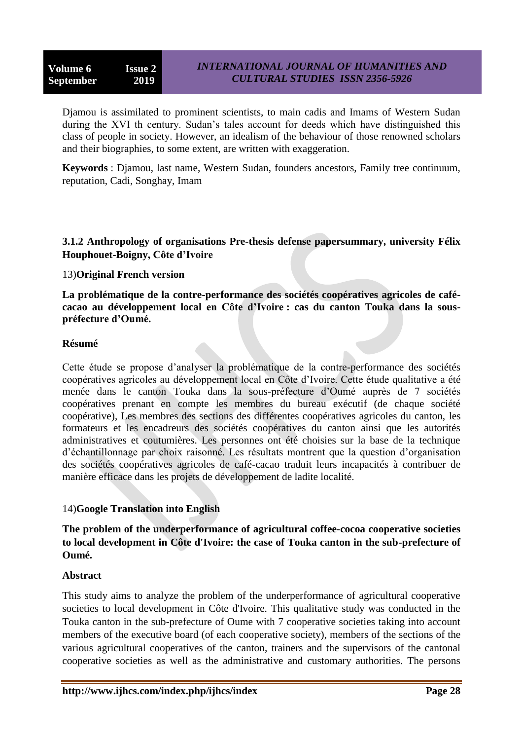Djamou is assimilated to prominent scientists, to main cadis and Imams of Western Sudan during the XVI th century. Sudan's tales account for deeds which have distinguished this class of people in society. However, an idealism of the behaviour of those renowned scholars and their biographies, to some extent, are written with exaggeration.

**Keywords** : Djamou, last name, Western Sudan, founders ancestors, Family tree continuum, reputation, Cadi, Songhay, Imam

### 3.1.2 Anthropology of organisations Pre-thesis defense papersummary, university Félix Houphouet-Boigny, Côte d'Ivoire

13)**Original French version**

**La problématique de la contre-performance des sociétés coopératives agricoles de café-cacao au développement local en Côte d'Ivoire : cas du canton Touka dans la sous-préfecture d'Oumé.**

**Résumé**

Cette étude se propose d'analyser la problématique de la contre-performance des sociétés coopératives agricoles au développement local en Côte d'Ivoire. Cette étude qualitative a été menée dans le canton Touka dans la sous-préfecture d'Oumé auprès de 7 sociétés coopératives prenant en compte les membres du bureau exécutif (de chaque société coopérative), Les membres des sections des différentes coopératives agricoles du canton, les formateurs et les encadreurs des sociétés coopératives du canton ainsi que les autorités administratives et coutumières. Les personnes ont été choisies sur la base de la technique d'échantillonnage par choix raisonné. Les résultats montrent que la question d'organisation des sociétés coopératives agricoles de café-cacao traduit leurs incapacités à contribuer de manière efficace dans les projets de développement de ladite localité.

14)**Google Translation into English**

**The problem of the underperformance of agricultural coffee-cocoa cooperative societies to local development in Côte d'Ivoire: the case of Touka canton in the sub-prefecture of Oumé.**

**Abstract**

This study aims to analyze the problem of the underperformance of agricultural cooperative societies to local development in Côte d'Ivoire. This qualitative study was conducted in the Touka canton in the sub-prefecture of Oume with 7 cooperative societies taking into account members of the executive board (of each cooperative society), members of the sections of the various agricultural cooperatives of the canton, trainers and the supervisors of the cantonal cooperative societies as well as the administrative and customary authorities. The persons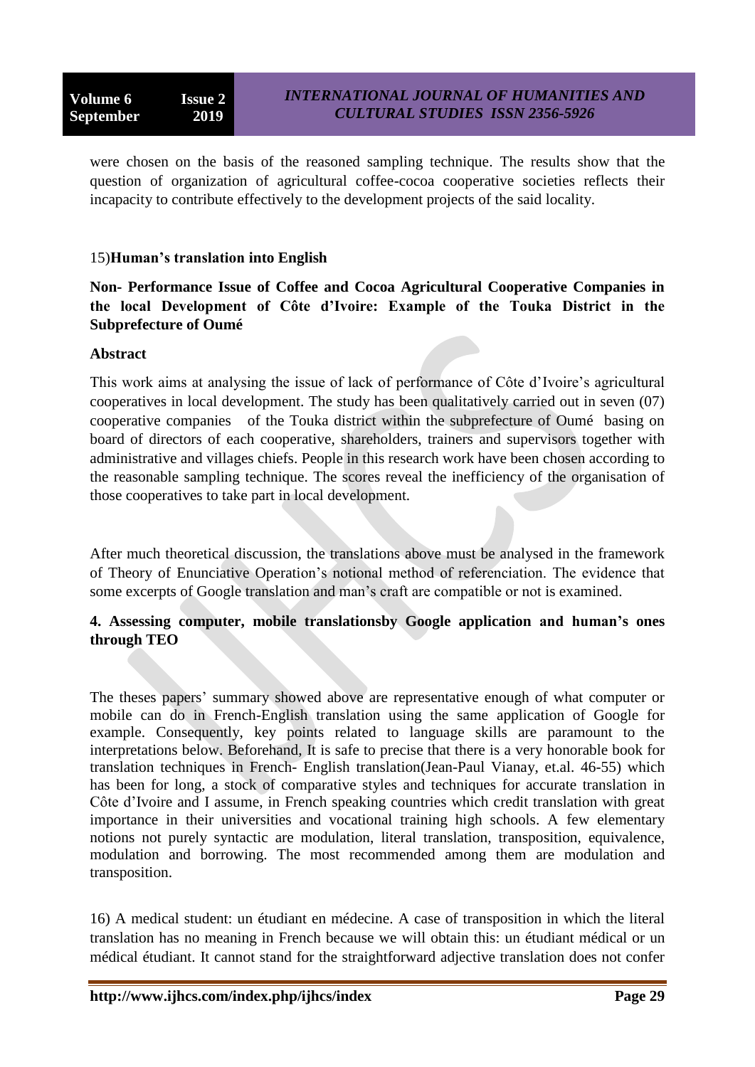were chosen on the basis of the reasoned sampling technique. The results show that the question of organization of agricultural coffee-cocoa cooperative societies reflects their incapacity to contribute effectively to the development projects of the said locality.

15)**Human's translation into English**

**Non- Performance Issue of Coffee and Cocoa Agricultural Cooperative Companies in the local Development of Côte d'Ivoire: Example of the Touka District in the Subprefecture of Oumé**

**Abstract**

This work aims at analysing the issue of lack of performance of Côte d'Ivoire's agricultural cooperatives in local development. The study has been qualitatively carried out in seven (07) cooperative companies of the Touka district within the subprefecture of Oumé basing on board of directors of each cooperative, shareholders, trainers and supervisors together with administrative and villages chiefs. People in this research work have been chosen according to the reasonable sampling technique. The scores reveal the inefficiency of the organisation of those cooperatives to take part in local development.

After much theoretical discussion, the translations above must be analysed in the framework of Theory of Enunciative Operation's notional method of referenciation. The evidence that some excerpts of Google translation and man's craft are compatible or not is examined.

## 4. Assessing computer, mobile translationsby Google application and human's ones through TEO

The theses papers' summary showed above are representative enough of what computer or mobile can do in French-English translation using the same application of Google for example. Consequently, key points related to language skills are paramount to the interpretations below. Beforehand, It is safe to precise that there is a very honorable book for translation techniques in French- English translation(Jean-Paul Vianay, et.al. 46-55) which has been for long, a stock of comparative styles and techniques for accurate translation in Côte d'Ivoire and I assume, in French speaking countries which credit translation with great importance in their universities and vocational training high schools. A few elementary notions not purely syntactic are modulation, literal translation, transposition, equivalence, modulation and borrowing. The most recommended among them are modulation and transposition.

16) A medical student: un étudiant en médecine. A case of transposition in which the literal translation has no meaning in French because we will obtain this: un étudiant médical or un médical étudiant. It cannot stand for the straightforward adjective translation does not confer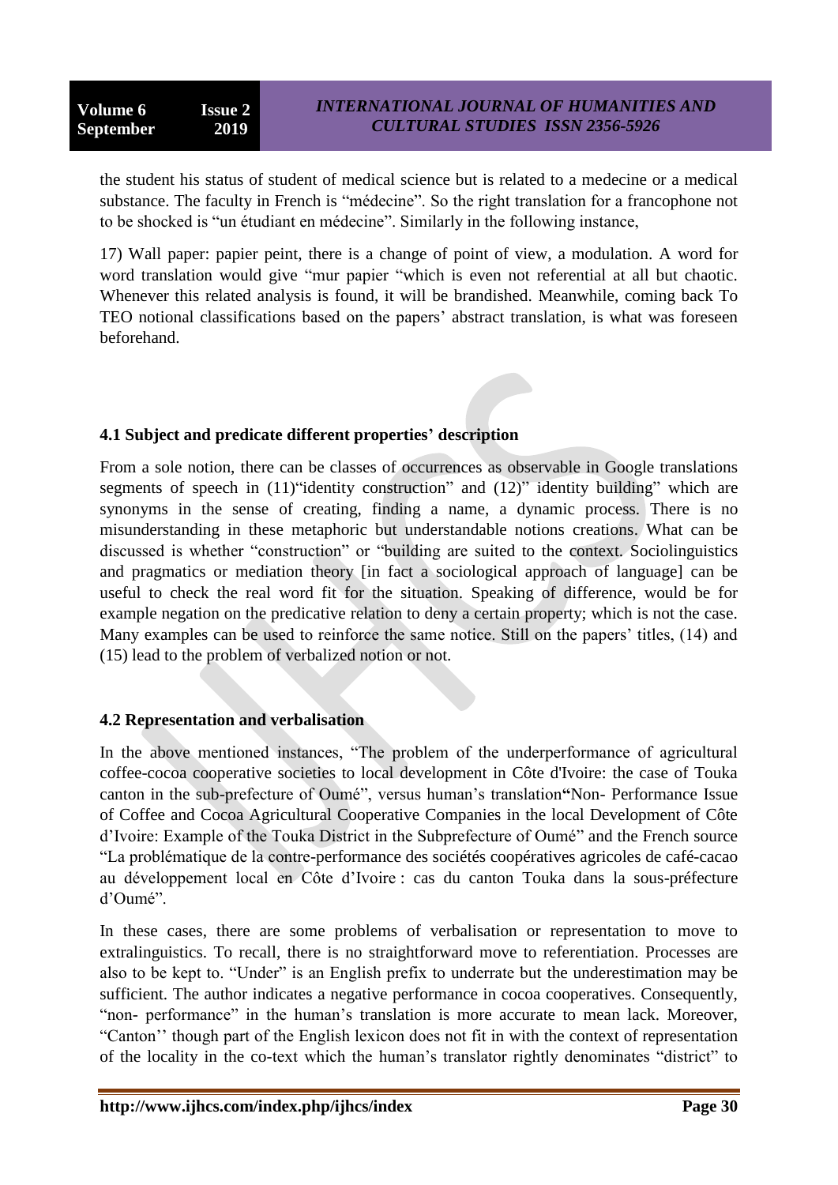the student his status of student of medical science but is related to a medecine or a medical substance. The faculty in French is "médecine". So the right translation for a francophone not to be shocked is "un étudiant en médecine". Similarly in the following instance,

17) Wall paper: papier peint, there is a change of point of view, a modulation. A word for word translation would give "mur papier "which is even not referential at all but chaotic. Whenever this related analysis is found, it will be brandished. Meanwhile, coming back To TEO notional classifications based on the papers' abstract translation, is what was foreseen beforehand.

### 4.1 Subject and predicate different properties' description

From a sole notion, there can be classes of occurrences as observable in Google translations segments of speech in (11)"identity construction" and (12)" identity building" which are synonyms in the sense of creating, finding a name, a dynamic process. There is no misunderstanding in these metaphoric but understandable notions creations. What can be discussed is whether "construction" or "building are suited to the context. Sociolinguistics and pragmatics or mediation theory [in fact a sociological approach of language] can be useful to check the real word fit for the situation. Speaking of difference, would be for example negation on the predicative relation to deny a certain property; which is not the case. Many examples can be used to reinforce the same notice. Still on the papers' titles, (14) and (15) lead to the problem of verbalized notion or not.

### 4.2 Representation and verbalisation

In the above mentioned instances, "The problem of the underperformance of agricultural coffee-cocoa cooperative societies to local development in Côte d'Ivoire: the case of Touka canton in the sub-prefecture of Oumé", versus human's translation**"**Non- Performance Issue of Coffee and Cocoa Agricultural Cooperative Companies in the local Development of Côte d'Ivoire: Example of the Touka District in the Subprefecture of Oumé" and the French source "La problématique de la contre-performance des sociétés coopératives agricoles de café-cacao au développement local en Côte d'Ivoire : cas du canton Touka dans la sous-préfecture d'Oumé".

In these cases, there are some problems of verbalisation or representation to move to extralinguistics. To recall, there is no straightforward move to referentiation. Processes are also to be kept to. "Under" is an English prefix to underrate but the underestimation may be sufficient. The author indicates a negative performance in cocoa cooperatives. Consequently, "non- performance" in the human's translation is more accurate to mean lack. Moreover, "Canton'' though part of the English lexicon does not fit in with the context of representation of the locality in the co-text which the human's translator rightly denominates "district" to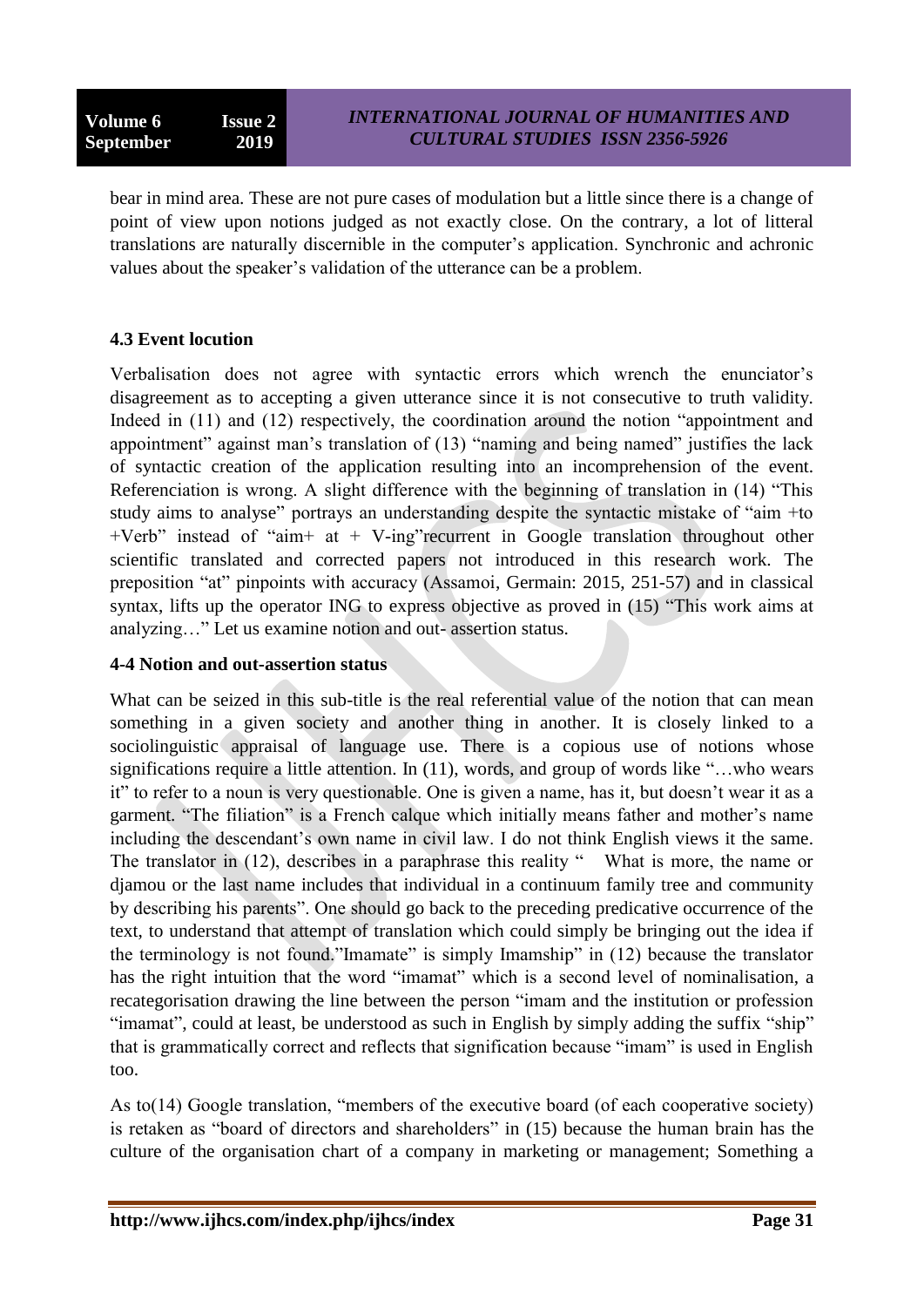bear in mind area. These are not pure cases of modulation but a little since there is a change of point of view upon notions judged as not exactly close. On the contrary, a lot of litteral translations are naturally discernible in the computer's application. Synchronic and achronic values about the speaker's validation of the utterance can be a problem.

### 4.3 Event locution

Verbalisation does not agree with syntactic errors which wrench the enunciator's disagreement as to accepting a given utterance since it is not consecutive to truth validity. Indeed in (11) and (12) respectively, the coordination around the notion "appointment and appointment" against man's translation of (13) "naming and being named" justifies the lack of syntactic creation of the application resulting into an incomprehension of the event. Referenciation is wrong. A slight difference with the beginning of translation in (14) "This study aims to analyse" portrays an understanding despite the syntactic mistake of "aim +to +Verb" instead of "aim+ at + V-ing"recurrent in Google translation throughout other scientific translated and corrected papers not introduced in this research work. The preposition "at" pinpoints with accuracy (Assamoi, Germain: 2015, 251-57) and in classical syntax, lifts up the operator ING to express objective as proved in (15) "This work aims at analyzing…" Let us examine notion and out- assertion status.

### 4-4 Notion and out-assertion status

What can be seized in this sub-title is the real referential value of the notion that can mean something in a given society and another thing in another. It is closely linked to a sociolinguistic appraisal of language use. There is a copious use of notions whose significations require a little attention. In (11), words, and group of words like "…who wears it" to refer to a noun is very questionable. One is given a name, has it, but doesn't wear it as a garment. "The filiation" is a French calque which initially means father and mother's name including the descendant's own name in civil law. I do not think English views it the same. The translator in (12), describes in a paraphrase this reality " What is more, the name or djamou or the last name includes that individual in a continuum family tree and community by describing his parents". One should go back to the preceding predicative occurrence of the text, to understand that attempt of translation which could simply be bringing out the idea if the terminology is not found."Imamate" is simply Imamship" in (12) because the translator has the right intuition that the word "imamat" which is a second level of nominalisation, a recategorisation drawing the line between the person "imam and the institution or profession "imamat", could at least, be understood as such in English by simply adding the suffix "ship" that is grammatically correct and reflects that signification because "imam" is used in English too.

As to(14) Google translation, "members of the executive board (of each cooperative society) is retaken as "board of directors and shareholders" in (15) because the human brain has the culture of the organisation chart of a company in marketing or management; Something a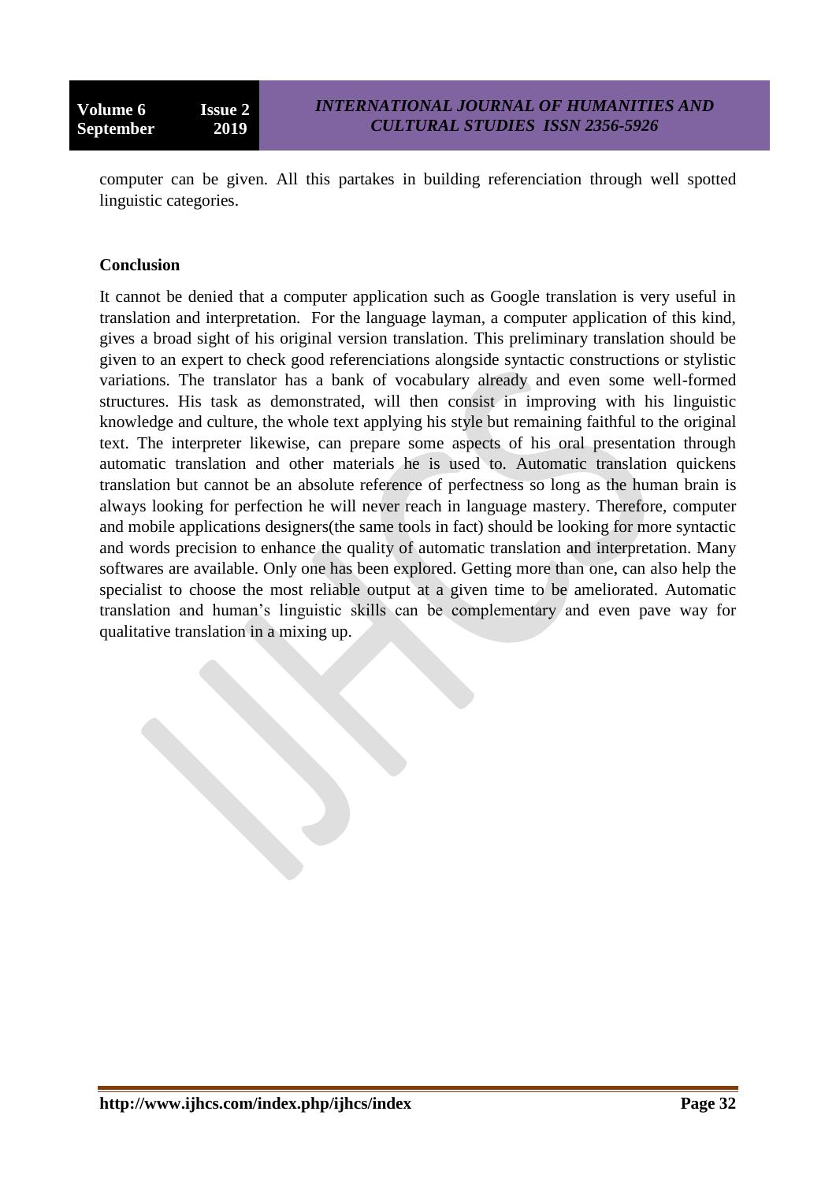computer can be given. All this partakes in building referenciation through well spotted linguistic categories.

## Conclusion

It cannot be denied that a computer application such as Google translation is very useful in translation and interpretation. For the language layman, a computer application of this kind, gives a broad sight of his original version translation. This preliminary translation should be given to an expert to check good referenciations alongside syntactic constructions or stylistic variations. The translator has a bank of vocabulary already and even some well-formed structures. His task as demonstrated, will then consist in improving with his linguistic knowledge and culture, the whole text applying his style but remaining faithful to the original text. The interpreter likewise, can prepare some aspects of his oral presentation through automatic translation and other materials he is used to. Automatic translation quickens translation but cannot be an absolute reference of perfectness so long as the human brain is always looking for perfection he will never reach in language mastery. Therefore, computer and mobile applications designers(the same tools in fact) should be looking for more syntactic and words precision to enhance the quality of automatic translation and interpretation. Many softwares are available. Only one has been explored. Getting more than one, can also help the specialist to choose the most reliable output at a given time to be ameliorated. Automatic translation and human's linguistic skills can be complementary and even pave way for qualitative translation in a mixing up.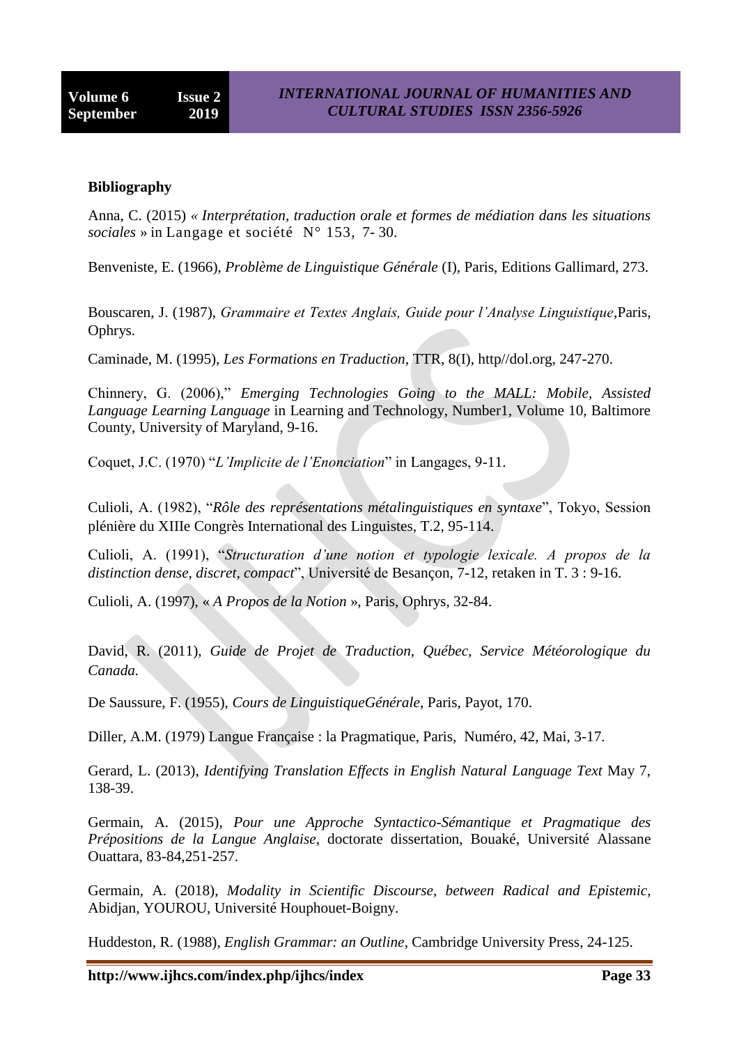## Bibliography

Anna, C. (2015) « *Interprétation, traduction orale et formes de médiation dans les situations sociales* » in Langage et société N° 153, 7- 30.

Benveniste, E. (1966), *Problème de Linguistique Générale* (I), Paris, Editions Gallimard, 273.

Bouscaren, J. (1987), *Grammaire et Textes Anglais, Guide pour l'Analyse Linguistique*,Paris, Ophrys.

Caminade, M. (1995), *Les Formations en Traduction*, TTR, 8(I), http//dol.org, 247-270.

Chinnery, G. (2006)," *Emerging Technologies Going to the MALL: Mobile, Assisted Language Learning Language* in Learning and Technology, Number1, Volume 10, Baltimore County, University of Maryland, 9-16.

Coquet, J.C. (1970) "*L'Implicite de l'Enonciation*" in Langages, 9-11.

Culioli, A. (1982), "*Rôle des représentations métalinguistiques en syntaxe*", Tokyo, Session plénière du XIIIe Congrès International des Linguistes, T.2, 95-114.

Culioli, A. (1991), "*Structuration d'une notion et typologie lexicale. A propos de la distinction dense, discret, compact*", Université de Besançon, 7-12, retaken in T. 3 : 9-16.

Culioli, A. (1997), « *A Propos de la Notion* », Paris, Ophrys, 32-84.

David, R. (2011), *Guide de Projet de Traduction, Québec, Service Météorologique du Canada.*

De Saussure, F. (1955), *Cours de LinguistiqueGénérale*, Paris, Payot, 170.

Diller, A.M. (1979) Langue Française : la Pragmatique, Paris, Numéro, 42, Mai, 3-17.

Gerard, L. (2013), *Identifying Translation Effects in English Natural Language Text* May 7, 138-39.

Germain, A. (2015), *Pour une Approche Syntactico-Sémantique et Pragmatique des Prépositions de la Langue Anglaise*, doctorate dissertation, Bouaké, Université Alassane Ouattara, 83-84,251-257.

Germain, A. (2018), *Modality in Scientific Discourse, between Radical and Epistemic*, Abidjan, YOUROU, Université Houphouet-Boigny.

Huddeston, R. (1988), *English Grammar: an Outline*, Cambridge University Press, 24-125.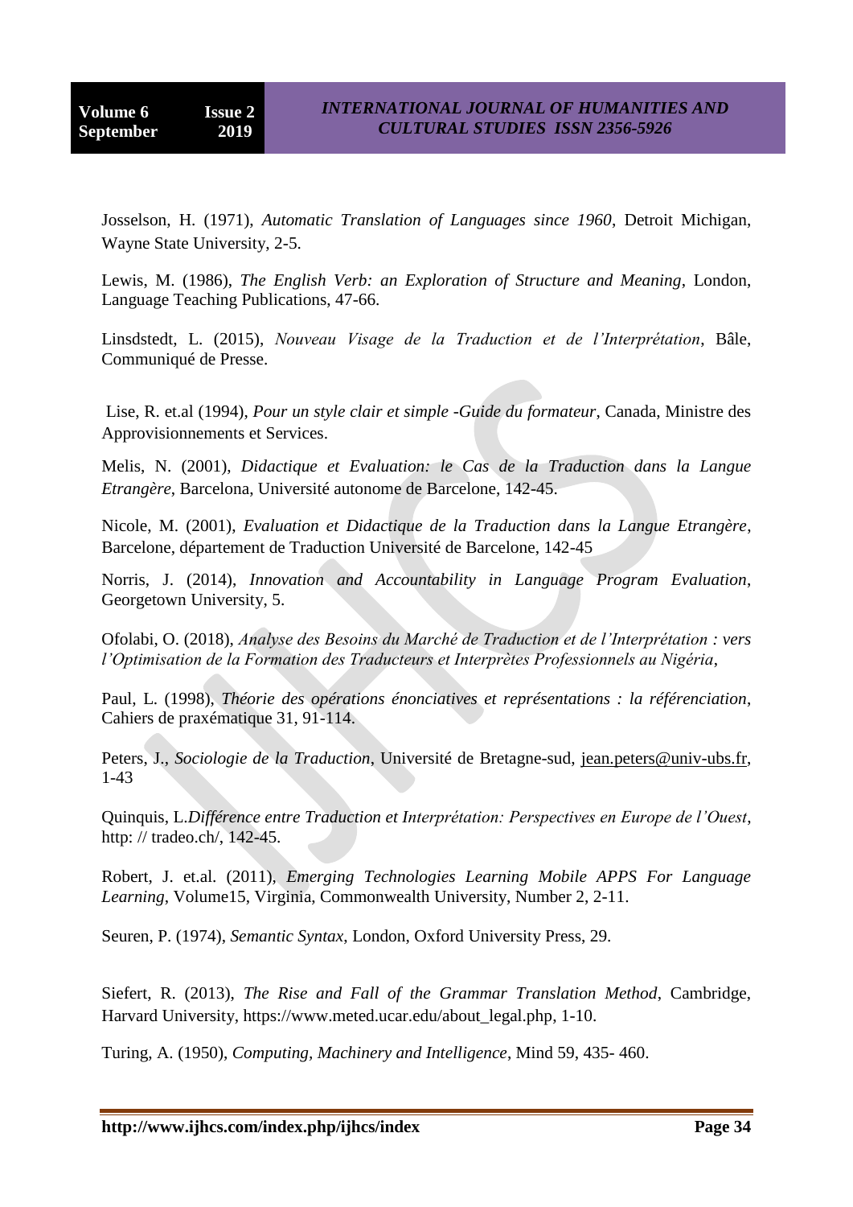Josselson, H. (1971), *Automatic Translation of Languages since 1960*, Detroit Michigan, Wayne State University, 2-5.

Lewis, M. (1986), *The English Verb: an Exploration of Structure and Meaning*, London, Language Teaching Publications, 47-66.

Linsdstedt, L. (2015), *Nouveau Visage de la Traduction et de l'Interprétation*, Bâle, Communiqué de Presse.

Lise, R. et.al (1994), *Pour un style clair et simple -Guide du formateur*, Canada, Ministre des Approvisionnements et Services.

Melis, N. (2001), *Didactique et Evaluation: le Cas de la Traduction dans la Langue Etrangère*, Barcelona, Université autonome de Barcelone, 142-45.

Nicole, M. (2001), *Evaluation et Didactique de la Traduction dans la Langue Etrangère*, Barcelone, département de Traduction Université de Barcelone, 142-45

Norris, J. (2014), *Innovation and Accountability in Language Program Evaluation*, Georgetown University, 5.

Ofolabi, O. (2018), *Analyse des Besoins du Marché de Traduction et de l'Interprétation : vers l'Optimisation de la Formation des Traducteurs et Interprètes Professionnels au Nigéria*,

Paul, L. (1998), *Théorie des opérations énonciatives et représentations : la référenciation*, Cahiers de praxématique 31, 91-114.

Peters, J., *Sociologie de la Traduction*, Université de Bretagne-sud, jean.peters@univ-ubs.fr, 1-43

Quinquis, L.*Différence entre Traduction et Interprétation: Perspectives en Europe de l'Ouest*, http: // tradeo.ch/, 142-45.

Robert, J. et.al. (2011), *Emerging Technologies Learning Mobile APPS For Language Learning*, Volume15, Virginia, Commonwealth University, Number 2, 2-11.

Seuren, P. (1974), *Semantic Syntax*, London, Oxford University Press, 29.

Siefert, R. (2013), *The Rise and Fall of the Grammar Translation Method*, Cambridge, Harvard University, https://www.meted.ucar.edu/about_legal.php, 1-10.

Turing, A. (1950), *Computing, Machinery and Intelligence*, Mind 59, 435- 460.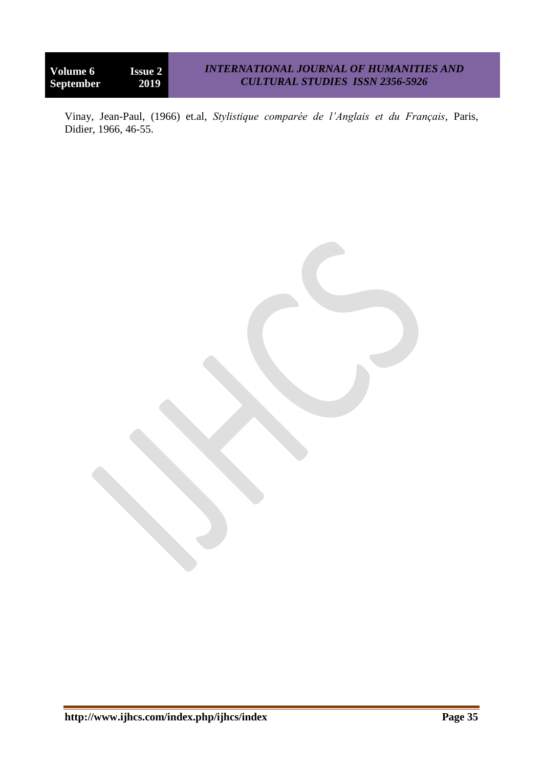Vinay, Jean-Paul, (1966) et.al, *Stylistique comparée de l'Anglais et du Français*, Paris, Didier, 1966, 46-55.